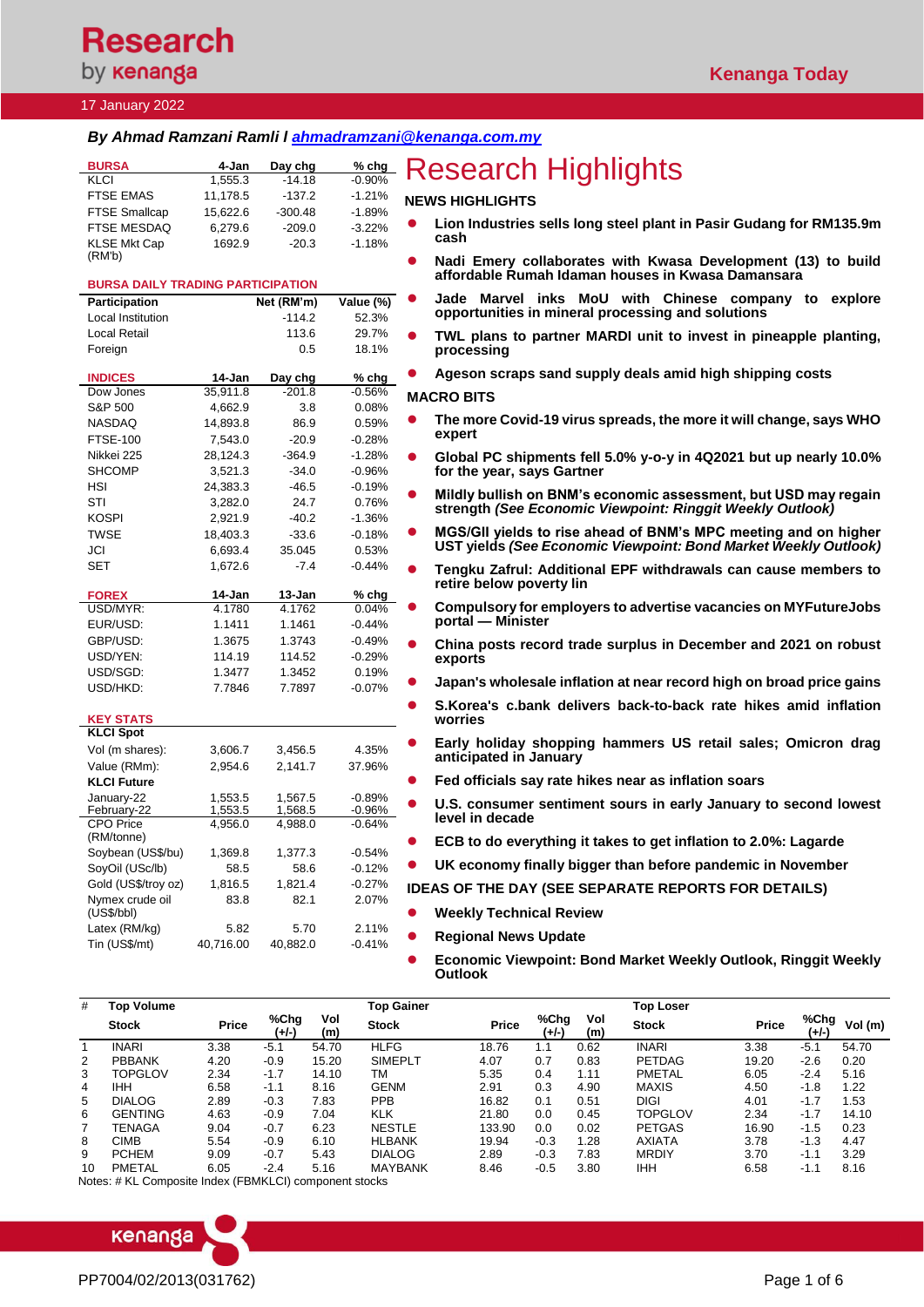17 January 2022

*By Ahmad Ramzani Ramli l ahmadramzani@kenanga.com.my*

| BURSA | 4-Jan | Day chg | % chg |
|---|---|---|---|
| KLCI | 1,555.3 | -14.18 | -0.90% |
| FTSE EMAS | 11,178.5 | -137.2 | -1.21% |
| FTSE Smallcap | 15,622.6 | -300.48 | -1.89% |
| FTSE MESDAQ | 6,279.6 | -209.0 | -3.22% |
| KLSE Mkt Cap (RM'b) | 1692.9 | -20.3 | -1.18% |

**BURSA DAILY TRADING PARTICIPATION**

| Participation | Net (RM'm) | Value (%) |
|---|---|---|
| Local Institution | -114.2 | 52.3% |
| Local Retail | 113.6 | 29.7% |
| Foreign | 0.5 | 18.1% |

| INDICES | 14-Jan | Day chg | % chg |
|---|---|---|---|
| Dow Jones | 35,911.8 | -201.8 | -0.56% |
| S&P 500 | 4,662.9 | 3.8 | 0.08% |
| NASDAQ | 14,893.8 | 86.9 | 0.59% |
| FTSE-100 | 7,543.0 | -20.9 | -0.28% |
| Nikkei 225 | 28,124.3 | -364.9 | -1.28% |
| SHCOMP | 3,521.3 | -34.0 | -0.96% |
| HSI | 24,383.3 | -46.5 | -0.19% |
| STI | 3,282.0 | 24.7 | 0.76% |
| KOSPI | 2,921.9 | -40.2 | -1.36% |
| TWSE | 18,403.3 | -33.6 | -0.18% |
| JCI | 6,693.4 | 35.045 | 0.53% |
| SET | 1,672.6 | -7.4 | -0.44% |

| FOREX | 14-Jan | 13-Jan | % chg |
|---|---|---|---|
| USD/MYR: | 4.1780 | 4.1762 | 0.04% |
| EUR/USD: | 1.1411 | 1.1461 | -0.44% |
| GBP/USD: | 1.3675 | 1.3743 | -0.49% |
| USD/YEN: | 114.19 | 114.52 | -0.29% |
| USD/SGD: | 1.3477 | 1.3452 | 0.19% |
| USD/HKD: | 7.7846 | 7.7897 | -0.07% |

| KEY STATS | | | |
|---|---|---|---|
| **KLCI Spot** | | | |
| Vol (m shares): | 3,606.7 | 3,456.5 | 4.35% |
| Value (RMm): | 2,954.6 | 2,141.7 | 37.96% |
| **KLCI Future** | | | |
| January-22 | 1,553.5 | 1,567.5 | -0.89% |
| February-22 | 1,553.5 | 1,568.5 | -0.96% |
| CPO Price (RM/tonne) | 4,956.0 | 4,988.0 | -0.64% |
| Soybean (US$/bu) | 1,369.8 | 1,377.3 | -0.54% |
| SoyOil (USc/lb) | 58.5 | 58.6 | -0.12% |
| Gold (US$/troy oz) | 1,816.5 | 1,821.4 | -0.27% |
| Nymex crude oil (US$/bbl) | 83.8 | 82.1 | 2.07% |
| Latex (RM/kg) | 5.82 | 5.70 | 2.11% |
| Tin (US$/mt) | 40,716.00 | 40,882.0 | -0.41% |

# Research Highlights

## NEWS HIGHLIGHTS

- **Lion Industries sells long steel plant in Pasir Gudang for RM135.9m cash**
- **Nadi Emery collaborates with Kwasa Development (13) to build affordable Rumah Idaman houses in Kwasa Damansara**
- **Jade Marvel inks MoU with Chinese company to explore opportunities in mineral processing and solutions**
- **TWL plans to partner MARDI unit to invest in pineapple planting, processing**
- **Ageson scraps sand supply deals amid high shipping costs**

## MACRO BITS

- **The more Covid-19 virus spreads, the more it will change, says WHO expert**
- **Global PC shipments fell 5.0% y-o-y in 4Q2021 but up nearly 10.0% for the year, says Gartner**
- **Mildly bullish on BNM's economic assessment, but USD may regain strength *(See Economic Viewpoint: Ringgit Weekly Outlook)***
- **MGS/GII yields to rise ahead of BNM's MPC meeting and on higher UST yields *(See Economic Viewpoint: Bond Market Weekly Outlook)***
- **Tengku Zafrul: Additional EPF withdrawals can cause members to retire below poverty lin**
- **Compulsory for employers to advertise vacancies on MYFutureJobs portal — Minister**
- **China posts record trade surplus in December and 2021 on robust exports**
- **Japan's wholesale inflation at near record high on broad price gains**
- **S.Korea's c.bank delivers back-to-back rate hikes amid inflation worries**
- **Early holiday shopping hammers US retail sales; Omicron drag anticipated in January**
- **Fed officials say rate hikes near as inflation soars**
- **U.S. consumer sentiment sours in early January to second lowest level in decade**
- **ECB to do everything it takes to get inflation to 2.0%: Lagarde**
- **UK economy finally bigger than before pandemic in November**

## IDEAS OF THE DAY (SEE SEPARATE REPORTS FOR DETAILS)

- **Weekly Technical Review**
- **Regional News Update**
- **Economic Viewpoint: Bond Market Weekly Outlook, Ringgit Weekly Outlook**

| # | Top Volume | | | | Top Gainer | | | | Top Loser | | | |
|---|---|---|---|---|---|---|---|---|---|---|---|---|
| | Stock | Price | %Chg (+/-) | Vol (m) | Stock | Price | %Chg (+/-) | Vol (m) | Stock | Price | %Chg (+/-) | Vol (m) |
| 1 | INARI | 3.38 | -5.1 | 54.70 | HLFG | 18.76 | 1.1 | 0.62 | INARI | 3.38 | -5.1 | 54.70 |
| 2 | PBBANK | 4.20 | -0.9 | 15.20 | SIMEPLT | 4.07 | 0.7 | 0.83 | PETDAG | 19.20 | -2.6 | 0.20 |
| 3 | TOPGLOV | 2.34 | -1.7 | 14.10 | TM | 5.35 | 0.4 | 1.11 | PMETAL | 6.05 | -2.4 | 5.16 |
| 4 | IHH | 6.58 | -1.1 | 8.16 | GENM | 2.91 | 0.3 | 4.90 | MAXIS | 4.50 | -1.8 | 1.22 |
| 5 | DIALOG | 2.89 | -0.3 | 7.83 | PPB | 16.82 | 0.1 | 0.51 | DIGI | 4.01 | -1.7 | 1.53 |
| 6 | GENTING | 4.63 | -0.9 | 7.04 | KLK | 21.80 | 0.0 | 0.45 | TOPGLOV | 2.34 | -1.7 | 14.10 |
| 7 | TENAGA | 9.04 | -0.7 | 6.23 | NESTLE | 133.90 | 0.0 | 0.02 | PETGAS | 16.90 | -1.5 | 0.23 |
| 8 | CIMB | 5.54 | -0.9 | 6.10 | HLBANK | 19.94 | -0.3 | 1.28 | AXIATA | 3.78 | -1.3 | 4.47 |
| 9 | PCHEM | 9.09 | -0.7 | 5.43 | DIALOG | 2.89 | -0.3 | 7.83 | MRDIY | 3.70 | -1.1 | 3.29 |
| 10 | PMETAL | 6.05 | -2.4 | 5.16 | MAYBANK | 8.46 | -0.5 | 3.80 | IHH | 6.58 | -1.1 | 8.16 |

Notes: # KL Composite Index (FBMKLCI) component stocks

PP7004/02/2013(031762)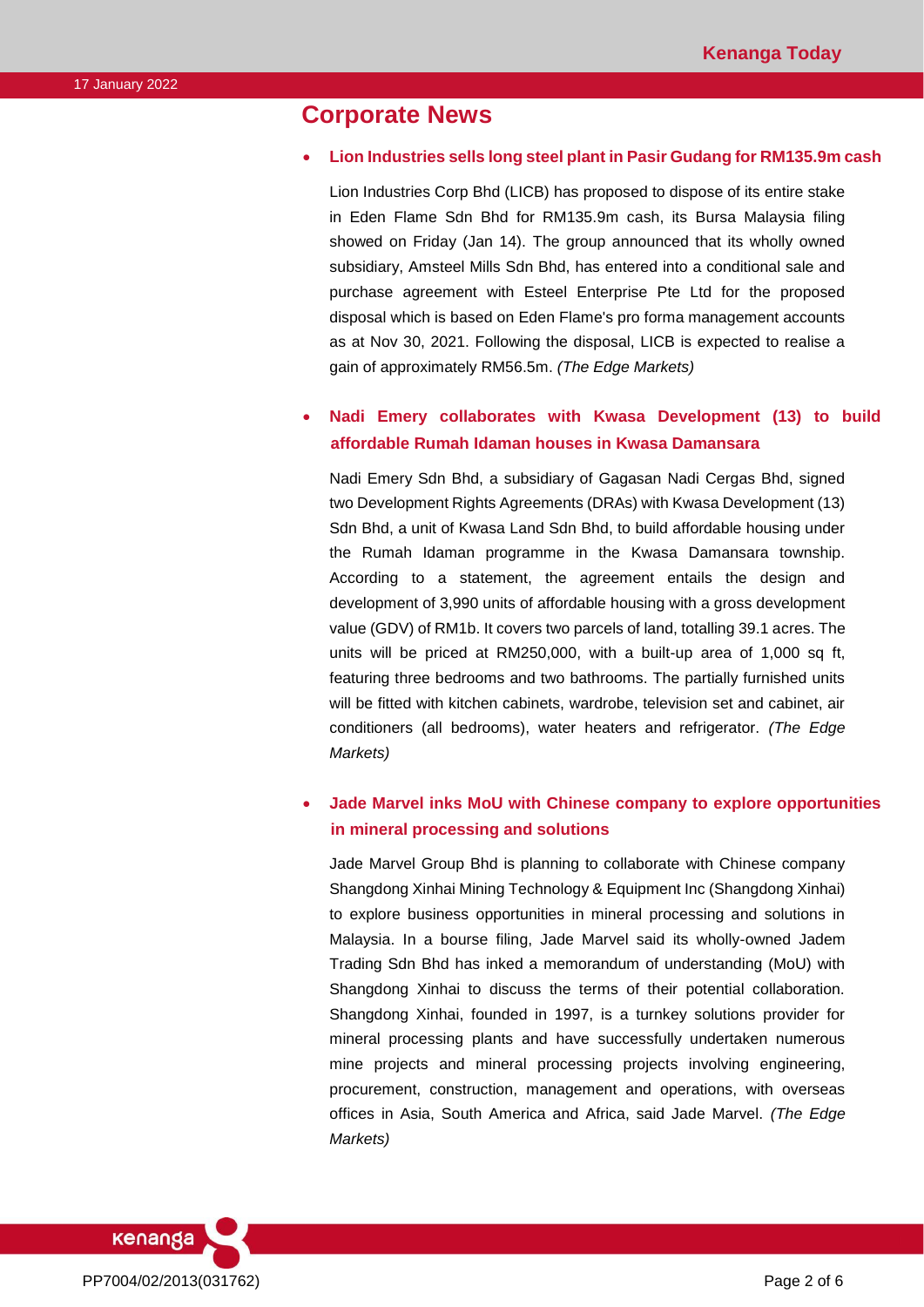## Corporate News

- **Lion Industries sells long steel plant in Pasir Gudang for RM135.9m cash**

  Lion Industries Corp Bhd (LICB) has proposed to dispose of its entire stake in Eden Flame Sdn Bhd for RM135.9m cash, its Bursa Malaysia filing showed on Friday (Jan 14). The group announced that its wholly owned subsidiary, Amsteel Mills Sdn Bhd, has entered into a conditional sale and purchase agreement with Esteel Enterprise Pte Ltd for the proposed disposal which is based on Eden Flame's pro forma management accounts as at Nov 30, 2021. Following the disposal, LICB is expected to realise a gain of approximately RM56.5m. *(The Edge Markets)*

- **Nadi Emery collaborates with Kwasa Development (13) to build affordable Rumah Idaman houses in Kwasa Damansara**

  Nadi Emery Sdn Bhd, a subsidiary of Gagasan Nadi Cergas Bhd, signed two Development Rights Agreements (DRAs) with Kwasa Development (13) Sdn Bhd, a unit of Kwasa Land Sdn Bhd, to build affordable housing under the Rumah Idaman programme in the Kwasa Damansara township. According to a statement, the agreement entails the design and development of 3,990 units of affordable housing with a gross development value (GDV) of RM1b. It covers two parcels of land, totalling 39.1 acres. The units will be priced at RM250,000, with a built-up area of 1,000 sq ft, featuring three bedrooms and two bathrooms. The partially furnished units will be fitted with kitchen cabinets, wardrobe, television set and cabinet, air conditioners (all bedrooms), water heaters and refrigerator. *(The Edge Markets)*

- **Jade Marvel inks MoU with Chinese company to explore opportunities in mineral processing and solutions**

  Jade Marvel Group Bhd is planning to collaborate with Chinese company Shangdong Xinhai Mining Technology & Equipment Inc (Shangdong Xinhai) to explore business opportunities in mineral processing and solutions in Malaysia. In a bourse filing, Jade Marvel said its wholly-owned Jadem Trading Sdn Bhd has inked a memorandum of understanding (MoU) with Shangdong Xinhai to discuss the terms of their potential collaboration. Shangdong Xinhai, founded in 1997, is a turnkey solutions provider for mineral processing plants and have successfully undertaken numerous mine projects and mineral processing projects involving engineering, procurement, construction, management and operations, with overseas offices in Asia, South America and Africa, said Jade Marvel. *(The Edge Markets)*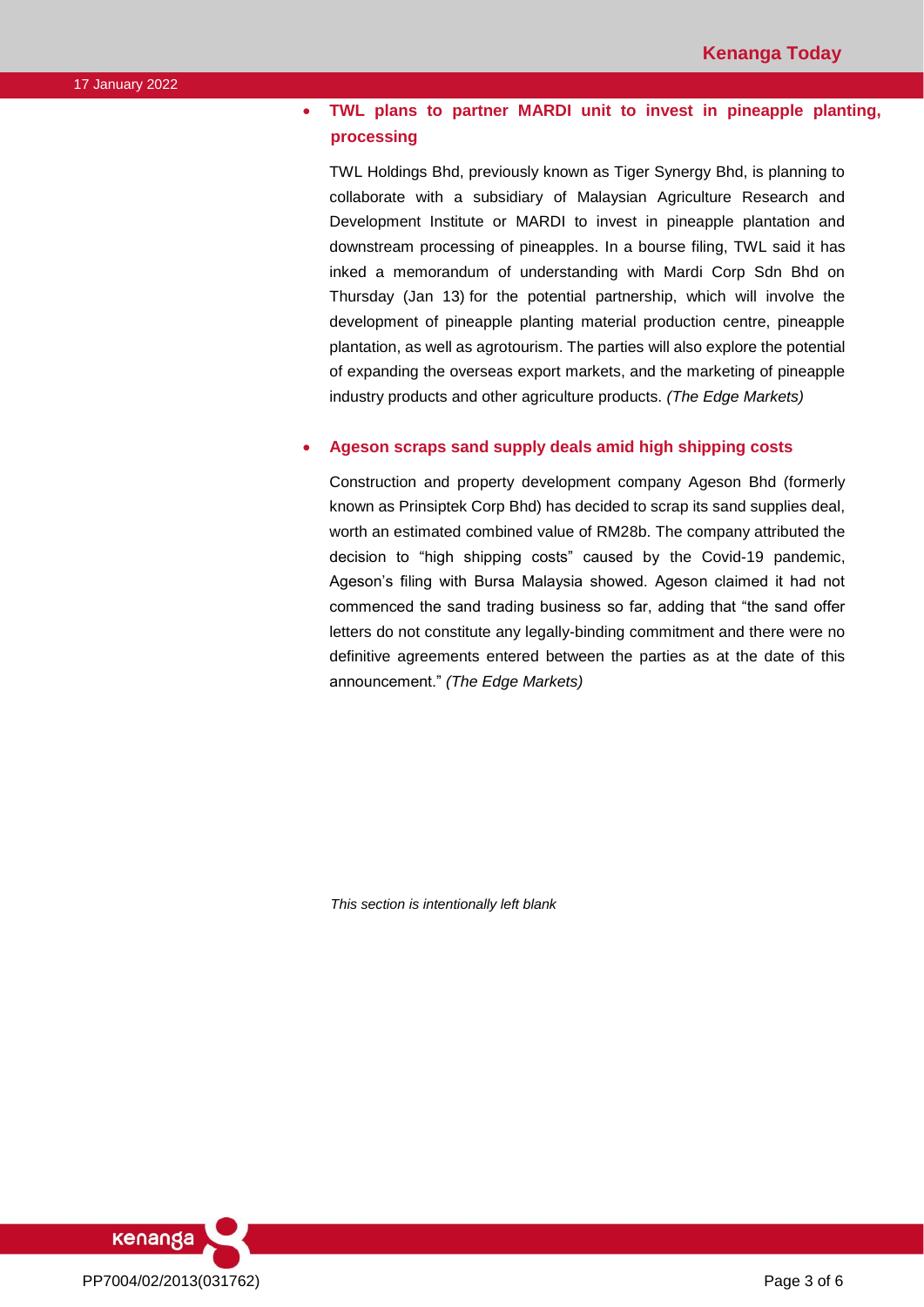- **TWL plans to partner MARDI unit to invest in pineapple planting, processing**

  TWL Holdings Bhd, previously known as Tiger Synergy Bhd, is planning to collaborate with a subsidiary of Malaysian Agriculture Research and Development Institute or MARDI to invest in pineapple plantation and downstream processing of pineapples. In a bourse filing, TWL said it has inked a memorandum of understanding with Mardi Corp Sdn Bhd on Thursday (Jan 13) for the potential partnership, which will involve the development of pineapple planting material production centre, pineapple plantation, as well as agrotourism. The parties will also explore the potential of expanding the overseas export markets, and the marketing of pineapple industry products and other agriculture products. *(The Edge Markets)*

- **Ageson scraps sand supply deals amid high shipping costs**

  Construction and property development company Ageson Bhd (formerly known as Prinsiptek Corp Bhd) has decided to scrap its sand supplies deal, worth an estimated combined value of RM28b. The company attributed the decision to "high shipping costs" caused by the Covid-19 pandemic, Ageson's filing with Bursa Malaysia showed. Ageson claimed it had not commenced the sand trading business so far, adding that "the sand offer letters do not constitute any legally-binding commitment and there were no definitive agreements entered between the parties as at the date of this announcement." *(The Edge Markets)*

*This section is intentionally left blank*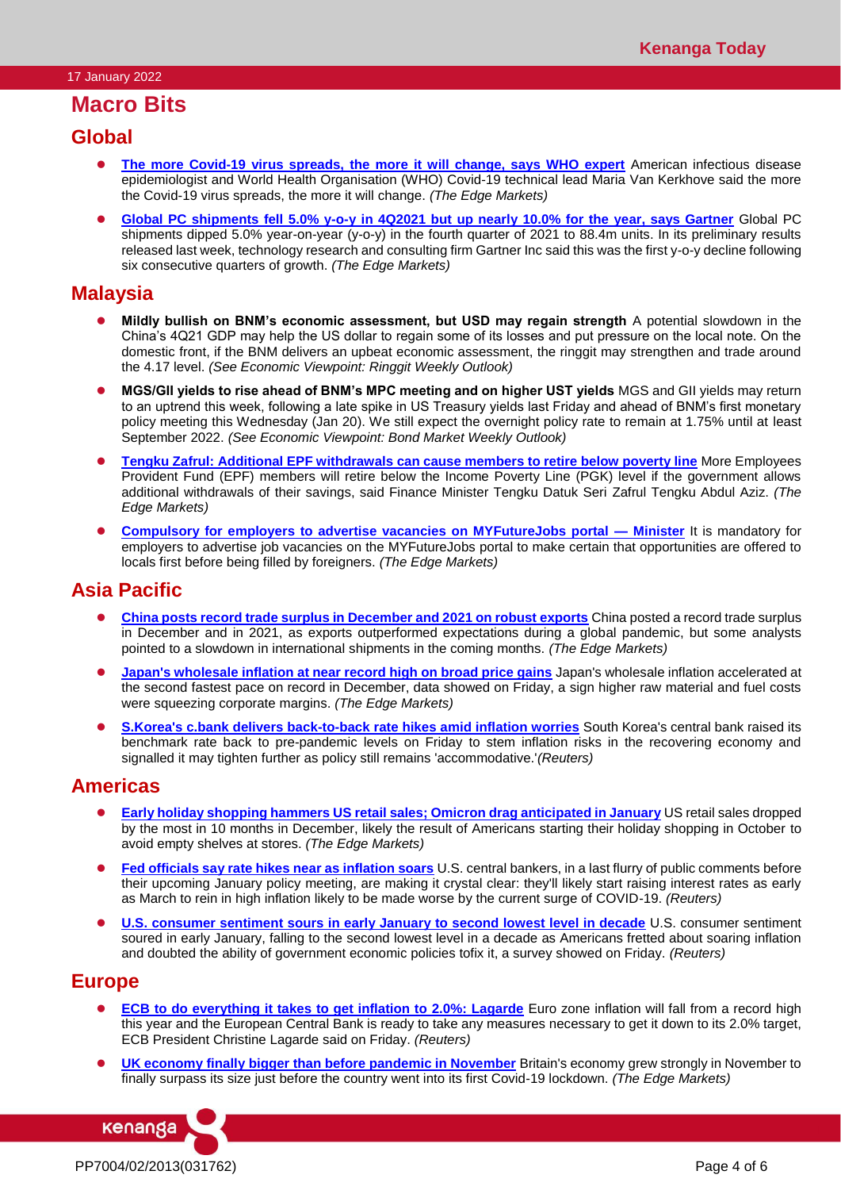# Macro Bits

## Global

- **The more Covid-19 virus spreads, the more it will change, says WHO expert** American infectious disease epidemiologist and World Health Organisation (WHO) Covid-19 technical lead Maria Van Kerkhove said the more the Covid-19 virus spreads, the more it will change. *(The Edge Markets)*
- **Global PC shipments fell 5.0% y-o-y in 4Q2021 but up nearly 10.0% for the year, says Gartner** Global PC shipments dipped 5.0% year-on-year (y-o-y) in the fourth quarter of 2021 to 88.4m units. In its preliminary results released last week, technology research and consulting firm Gartner Inc said this was the first y-o-y decline following six consecutive quarters of growth. *(The Edge Markets)*

## Malaysia

- **Mildly bullish on BNM's economic assessment, but USD may regain strength** A potential slowdown in the China's 4Q21 GDP may help the US dollar to regain some of its losses and put pressure on the local note. On the domestic front, if the BNM delivers an upbeat economic assessment, the ringgit may strengthen and trade around the 4.17 level. *(See Economic Viewpoint: Ringgit Weekly Outlook)*
- **MGS/GII yields to rise ahead of BNM's MPC meeting and on higher UST yields** MGS and GII yields may return to an uptrend this week, following a late spike in US Treasury yields last Friday and ahead of BNM's first monetary policy meeting this Wednesday (Jan 20). We still expect the overnight policy rate to remain at 1.75% until at least September 2022. *(See Economic Viewpoint: Bond Market Weekly Outlook)*
- **Tengku Zafrul: Additional EPF withdrawals can cause members to retire below poverty line** More Employees Provident Fund (EPF) members will retire below the Income Poverty Line (PGK) level if the government allows additional withdrawals of their savings, said Finance Minister Tengku Datuk Seri Zafrul Tengku Abdul Aziz. *(The Edge Markets)*
- **Compulsory for employers to advertise vacancies on MYFutureJobs portal — Minister** It is mandatory for employers to advertise job vacancies on the MYFutureJobs portal to make certain that opportunities are offered to locals first before being filled by foreigners. *(The Edge Markets)*

## Asia Pacific

- **China posts record trade surplus in December and 2021 on robust exports** China posted a record trade surplus in December and in 2021, as exports outperformed expectations during a global pandemic, but some analysts pointed to a slowdown in international shipments in the coming months. *(The Edge Markets)*
- **Japan's wholesale inflation at near record high on broad price gains** Japan's wholesale inflation accelerated at the second fastest pace on record in December, data showed on Friday, a sign higher raw material and fuel costs were squeezing corporate margins. *(The Edge Markets)*
- **S.Korea's c.bank delivers back-to-back rate hikes amid inflation worries** South Korea's central bank raised its benchmark rate back to pre-pandemic levels on Friday to stem inflation risks in the recovering economy and signalled it may tighten further as policy still remains 'accommodative.'*(Reuters)*

## Americas

- **Early holiday shopping hammers US retail sales; Omicron drag anticipated in January** US retail sales dropped by the most in 10 months in December, likely the result of Americans starting their holiday shopping in October to avoid empty shelves at stores. *(The Edge Markets)*
- **Fed officials say rate hikes near as inflation soars** U.S. central bankers, in a last flurry of public comments before their upcoming January policy meeting, are making it crystal clear: they'll likely start raising interest rates as early as March to rein in high inflation likely to be made worse by the current surge of COVID-19. *(Reuters)*
- **U.S. consumer sentiment sours in early January to second lowest level in decade** U.S. consumer sentiment soured in early January, falling to the second lowest level in a decade as Americans fretted about soaring inflation and doubted the ability of government economic policies tofix it, a survey showed on Friday. *(Reuters)*

## Europe

- **ECB to do everything it takes to get inflation to 2.0%: Lagarde** Euro zone inflation will fall from a record high this year and the European Central Bank is ready to take any measures necessary to get it down to its 2.0% target, ECB President Christine Lagarde said on Friday. *(Reuters)*
- **UK economy finally bigger than before pandemic in November** Britain's economy grew strongly in November to finally surpass its size just before the country went into its first Covid-19 lockdown. *(The Edge Markets)*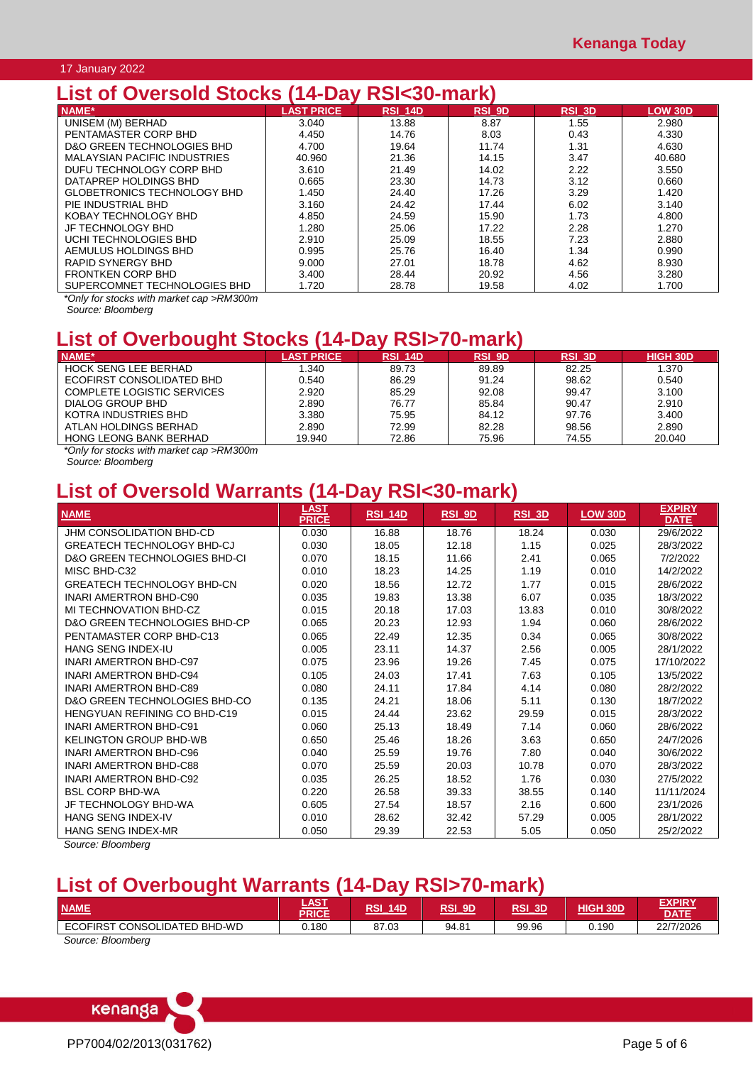17 January 2022

## List of Oversold Stocks (14-Day RSI<30-mark)

| NAME* | LAST PRICE | RSI_14D | RSI_9D | RSI_3D | LOW 30D |
|---|---|---|---|---|---|
| UNISEM (M) BERHAD | 3.040 | 13.88 | 8.87 | 1.55 | 2.980 |
| PENTAMASTER CORP BHD | 4.450 | 14.76 | 8.03 | 0.43 | 4.330 |
| D&O GREEN TECHNOLOGIES BHD | 4.700 | 19.64 | 11.74 | 1.31 | 4.630 |
| MALAYSIAN PACIFIC INDUSTRIES | 40.960 | 21.36 | 14.15 | 3.47 | 40.680 |
| DUFU TECHNOLOGY CORP BHD | 3.610 | 21.49 | 14.02 | 2.22 | 3.550 |
| DATAPREP HOLDINGS BHD | 0.665 | 23.30 | 14.73 | 3.12 | 0.660 |
| GLOBETRONICS TECHNOLOGY BHD | 1.450 | 24.40 | 17.26 | 3.29 | 1.420 |
| PIE INDUSTRIAL BHD | 3.160 | 24.42 | 17.44 | 6.02 | 3.140 |
| KOBAY TECHNOLOGY BHD | 4.850 | 24.59 | 15.90 | 1.73 | 4.800 |
| JF TECHNOLOGY BHD | 1.280 | 25.06 | 17.22 | 2.28 | 1.270 |
| UCHI TECHNOLOGIES BHD | 2.910 | 25.09 | 18.55 | 7.23 | 2.880 |
| AEMULUS HOLDINGS BHD | 0.995 | 25.76 | 16.40 | 1.34 | 0.990 |
| RAPID SYNERGY BHD | 9.000 | 27.01 | 18.78 | 4.62 | 8.930 |
| FRONTKEN CORP BHD | 3.400 | 28.44 | 20.92 | 4.56 | 3.280 |
| SUPERCOMNET TECHNOLOGIES BHD | 1.720 | 28.78 | 19.58 | 4.02 | 1.700 |

*Only for stocks with market cap >RM300m*

*Source: Bloomberg*

## List of Overbought Stocks (14-Day RSI>70-mark)

| NAME* | LAST PRICE | RSI_14D | RSI_9D | RSI_3D | HIGH 30D |
|---|---|---|---|---|---|
| HOCK SENG LEE BERHAD | 1.340 | 89.73 | 89.89 | 82.25 | 1.370 |
| ECOFIRST CONSOLIDATED BHD | 0.540 | 86.29 | 91.24 | 98.62 | 0.540 |
| COMPLETE LOGISTIC SERVICES | 2.920 | 85.29 | 92.08 | 99.47 | 3.100 |
| DIALOG GROUP BHD | 2.890 | 76.77 | 85.84 | 90.47 | 2.910 |
| KOTRA INDUSTRIES BHD | 3.380 | 75.95 | 84.12 | 97.76 | 3.400 |
| ATLAN HOLDINGS BERHAD | 2.890 | 72.99 | 82.28 | 98.56 | 2.890 |
| HONG LEONG BANK BERHAD | 19.940 | 72.86 | 75.96 | 74.55 | 20.040 |

*Only for stocks with market cap >RM300m*

*Source: Bloomberg*

## List of Oversold Warrants (14-Day RSI<30-mark)

| NAME | LAST PRICE | RSI_14D | RSI_9D | RSI_3D | LOW 30D | EXPIRY DATE |
|---|---|---|---|---|---|---|
| JHM CONSOLIDATION BHD-CD | 0.030 | 16.88 | 18.76 | 18.24 | 0.030 | 29/6/2022 |
| GREATECH TECHNOLOGY BHD-CJ | 0.030 | 18.05 | 12.18 | 1.15 | 0.025 | 28/3/2022 |
| D&O GREEN TECHNOLOGIES BHD-CI | 0.070 | 18.15 | 11.66 | 2.41 | 0.065 | 7/2/2022 |
| MISC BHD-C32 | 0.010 | 18.23 | 14.25 | 1.19 | 0.010 | 14/2/2022 |
| GREATECH TECHNOLOGY BHD-CN | 0.020 | 18.56 | 12.72 | 1.77 | 0.015 | 28/6/2022 |
| INARI AMERTRON BHD-C90 | 0.035 | 19.83 | 13.38 | 6.07 | 0.035 | 18/3/2022 |
| MI TECHNOVATION BHD-CZ | 0.015 | 20.18 | 17.03 | 13.83 | 0.010 | 30/8/2022 |
| D&O GREEN TECHNOLOGIES BHD-CP | 0.065 | 20.23 | 12.93 | 1.94 | 0.060 | 28/6/2022 |
| PENTAMASTER CORP BHD-C13 | 0.065 | 22.49 | 12.35 | 0.34 | 0.065 | 30/8/2022 |
| HANG SENG INDEX-IU | 0.005 | 23.11 | 14.37 | 2.56 | 0.005 | 28/1/2022 |
| INARI AMERTRON BHD-C97 | 0.075 | 23.96 | 19.26 | 7.45 | 0.075 | 17/10/2022 |
| INARI AMERTRON BHD-C94 | 0.105 | 24.03 | 17.41 | 7.63 | 0.105 | 13/5/2022 |
| INARI AMERTRON BHD-C89 | 0.080 | 24.11 | 17.84 | 4.14 | 0.080 | 28/2/2022 |
| D&O GREEN TECHNOLOGIES BHD-CO | 0.135 | 24.21 | 18.06 | 5.11 | 0.130 | 18/7/2022 |
| HENGYUAN REFINING CO BHD-C19 | 0.015 | 24.44 | 23.62 | 29.59 | 0.015 | 28/3/2022 |
| INARI AMERTRON BHD-C91 | 0.060 | 25.13 | 18.49 | 7.14 | 0.060 | 28/6/2022 |
| KELINGTON GROUP BHD-WB | 0.650 | 25.46 | 18.26 | 3.63 | 0.650 | 24/7/2026 |
| INARI AMERTRON BHD-C96 | 0.040 | 25.59 | 19.76 | 7.80 | 0.040 | 30/6/2022 |
| INARI AMERTRON BHD-C88 | 0.070 | 25.59 | 20.03 | 10.78 | 0.070 | 28/3/2022 |
| INARI AMERTRON BHD-C92 | 0.035 | 26.25 | 18.52 | 1.76 | 0.030 | 27/5/2022 |
| BSL CORP BHD-WA | 0.220 | 26.58 | 39.33 | 38.55 | 0.140 | 11/11/2024 |
| JF TECHNOLOGY BHD-WA | 0.605 | 27.54 | 18.57 | 2.16 | 0.600 | 23/1/2026 |
| HANG SENG INDEX-IV | 0.010 | 28.62 | 32.42 | 57.29 | 0.005 | 28/1/2022 |
| HANG SENG INDEX-MR | 0.050 | 29.39 | 22.53 | 5.05 | 0.050 | 25/2/2022 |

*Source: Bloomberg*

## List of Overbought Warrants (14-Day RSI>70-mark)

| NAME | LAST PRICE | RSI_14D | RSI_9D | RSI_3D | HIGH 30D | EXPIRY DATE |
|---|---|---|---|---|---|---|
| ECOFIRST CONSOLIDATED BHD-WD | 0.180 | 87.03 | 94.81 | 99.96 | 0.190 | 22/7/2026 |

*Source: Bloomberg*

PP7004/02/2013(031762)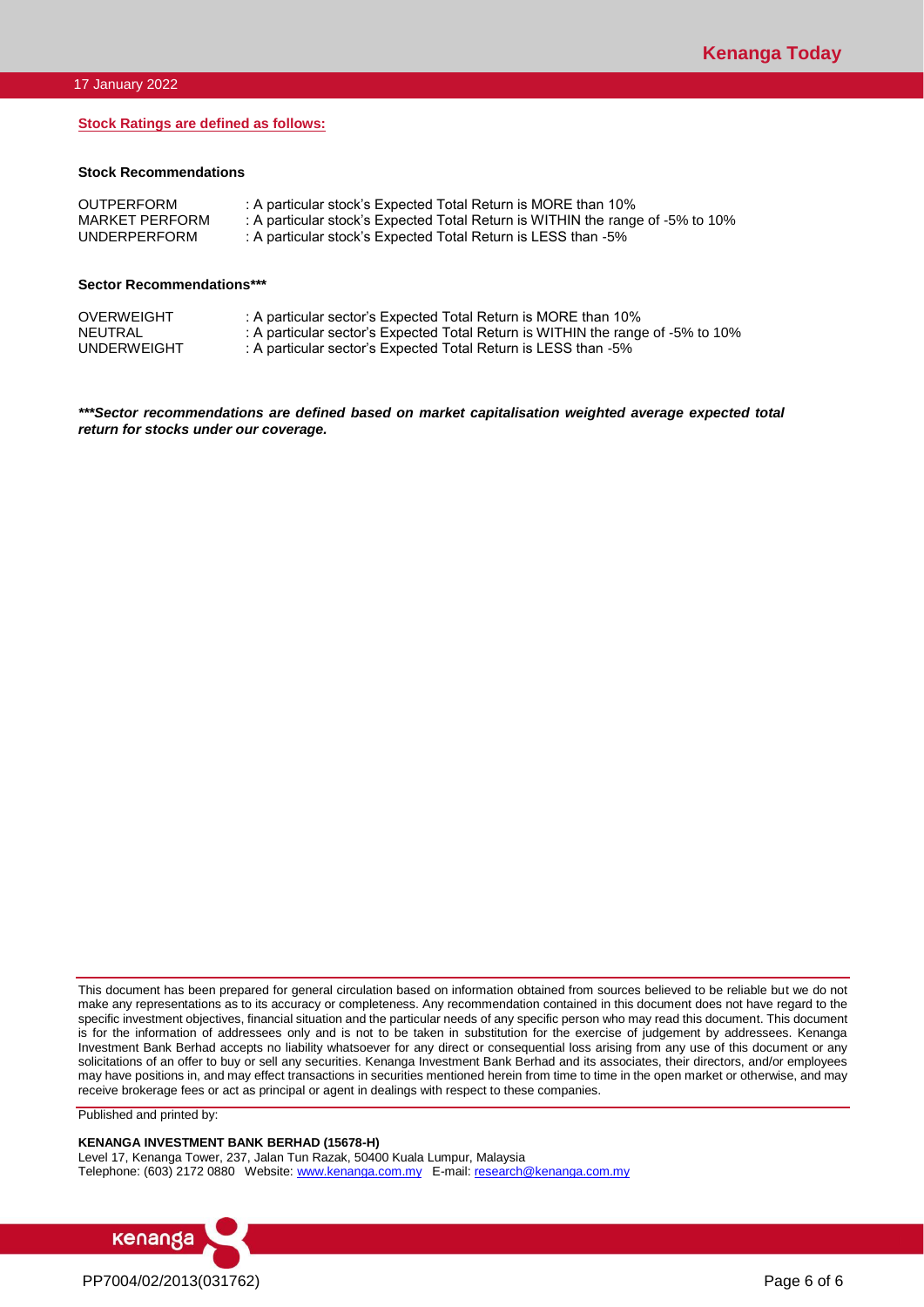**Stock Ratings are defined as follows:**

**Stock Recommendations**

| | |
|---|---|
| OUTPERFORM | : A particular stock's Expected Total Return is MORE than 10% |
| MARKET PERFORM | : A particular stock's Expected Total Return is WITHIN the range of -5% to 10% |
| UNDERPERFORM | : A particular stock's Expected Total Return is LESS than -5% |

**Sector Recommendations\*\*\***

| | |
|---|---|
| OVERWEIGHT | : A particular sector's Expected Total Return is MORE than 10% |
| NEUTRAL | : A particular sector's Expected Total Return is WITHIN the range of -5% to 10% |
| UNDERWEIGHT | : A particular sector's Expected Total Return is LESS than -5% |

***\*\*\*Sector recommendations are defined based on market capitalisation weighted average expected total return for stocks under our coverage.***

This document has been prepared for general circulation based on information obtained from sources believed to be reliable but we do not make any representations as to its accuracy or completeness. Any recommendation contained in this document does not have regard to the specific investment objectives, financial situation and the particular needs of any specific person who may read this document. This document is for the information of addressees only and is not to be taken in substitution for the exercise of judgement by addressees. Kenanga Investment Bank Berhad accepts no liability whatsoever for any direct or consequential loss arising from any use of this document or any solicitations of an offer to buy or sell any securities. Kenanga Investment Bank Berhad and its associates, their directors, and/or employees may have positions in, and may effect transactions in securities mentioned herein from time to time in the open market or otherwise, and may receive brokerage fees or act as principal or agent in dealings with respect to these companies.

Published and printed by:

**KENANGA INVESTMENT BANK BERHAD (15678-H)**
Level 17, Kenanga Tower, 237, Jalan Tun Razak, 50400 Kuala Lumpur, Malaysia
Telephone: (603) 2172 0880 Website: www.kenanga.com.my E-mail: research@kenanga.com.my

PP7004/02/2013(031762)